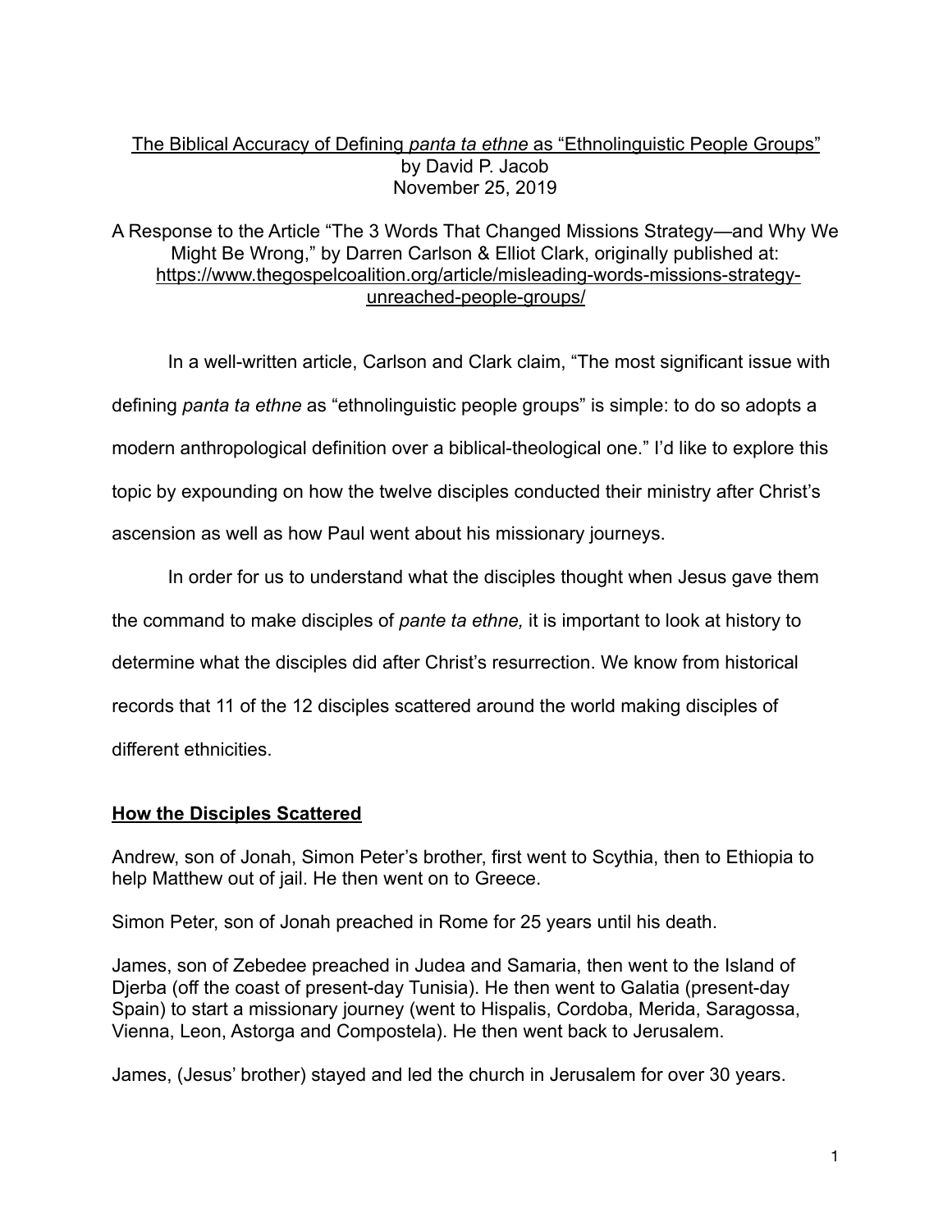<u>The Biblical Accuracy of Defining *panta ta ethne* as "Ethnolinguistic People Groups"</u>
by David P. Jacob
November 25, 2019

A Response to the Article "The 3 Words That Changed Missions Strategy—and Why We Might Be Wrong," by Darren Carlson & Elliot Clark, originally published at: <u>https://www.thegospelcoalition.org/article/misleading-words-missions-strategy-unreached-people-groups/</u>

In a well-written article, Carlson and Clark claim, "The most significant issue with defining *panta ta ethne* as "ethnolinguistic people groups" is simple: to do so adopts a modern anthropological definition over a biblical-theological one." I'd like to explore this topic by expounding on how the twelve disciples conducted their ministry after Christ's ascension as well as how Paul went about his missionary journeys.

In order for us to understand what the disciples thought when Jesus gave them the command to make disciples of *pante ta ethne,* it is important to look at history to determine what the disciples did after Christ's resurrection. We know from historical records that 11 of the 12 disciples scattered around the world making disciples of different ethnicities.

## **<u>How the Disciples Scattered</u>**

Andrew, son of Jonah, Simon Peter's brother, first went to Scythia, then to Ethiopia to help Matthew out of jail. He then went on to Greece.

Simon Peter, son of Jonah preached in Rome for 25 years until his death.

James, son of Zebedee preached in Judea and Samaria, then went to the Island of Djerba (off the coast of present-day Tunisia). He then went to Galatia (present-day Spain) to start a missionary journey (went to Hispalis, Cordoba, Merida, Saragossa, Vienna, Leon, Astorga and Compostela). He then went back to Jerusalem.

James, (Jesus' brother) stayed and led the church in Jerusalem for over 30 years.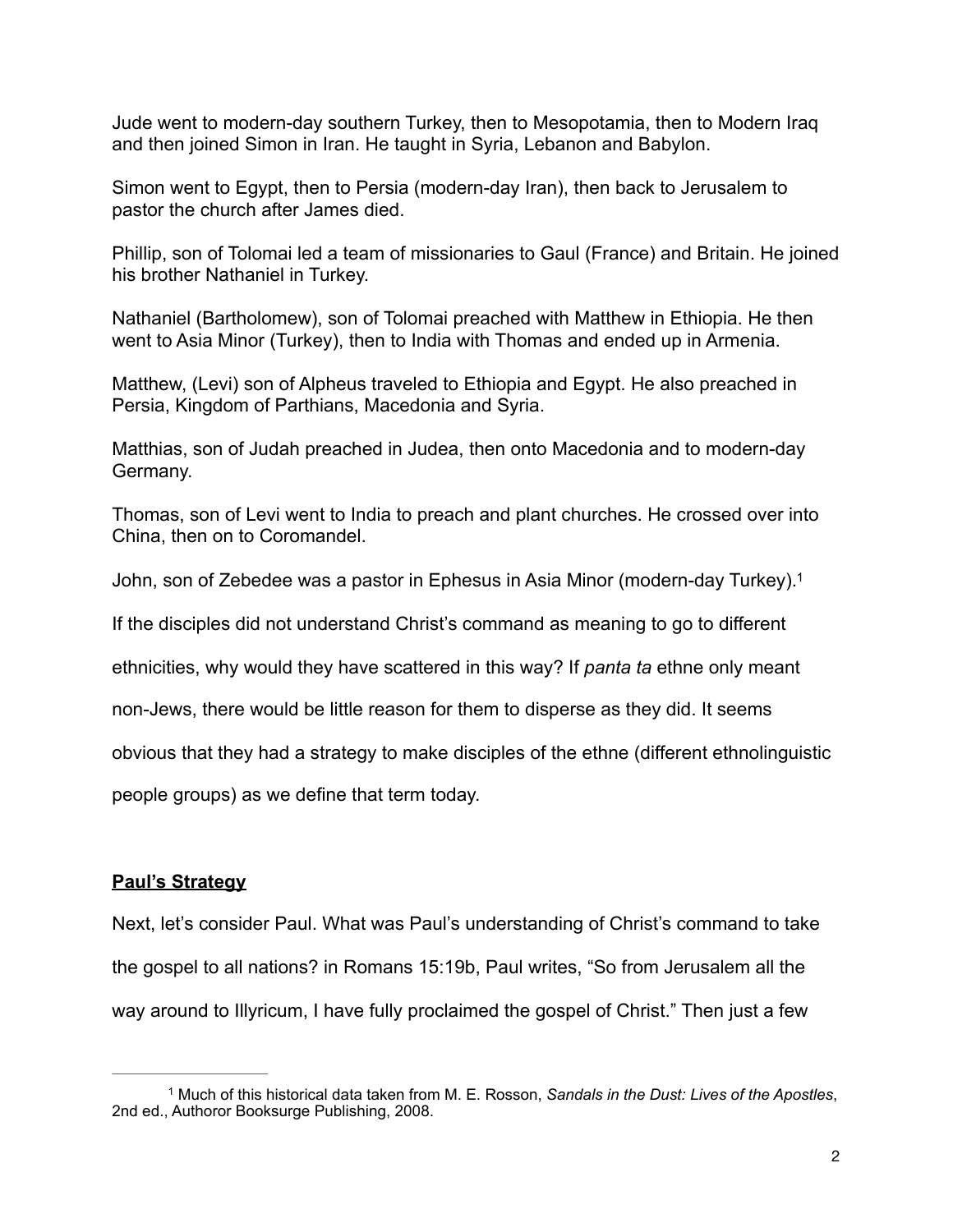Jude went to modern-day southern Turkey, then to Mesopotamia, then to Modern Iraq and then joined Simon in Iran. He taught in Syria, Lebanon and Babylon.

Simon went to Egypt, then to Persia (modern-day Iran), then back to Jerusalem to pastor the church after James died.

Phillip, son of Tolomai led a team of missionaries to Gaul (France) and Britain. He joined his brother Nathaniel in Turkey.

Nathaniel (Bartholomew), son of Tolomai preached with Matthew in Ethiopia. He then went to Asia Minor (Turkey), then to India with Thomas and ended up in Armenia.

Matthew, (Levi) son of Alpheus traveled to Ethiopia and Egypt. He also preached in Persia, Kingdom of Parthians, Macedonia and Syria.

Matthias, son of Judah preached in Judea, then onto Macedonia and to modern-day Germany.

Thomas, son of Levi went to India to preach and plant churches. He crossed over into China, then on to Coromandel.

John, son of Zebedee was a pastor in Ephesus in Asia Minor (modern-day Turkey).[1]

If the disciples did not understand Christ's command as meaning to go to different ethnicities, why would they have scattered in this way? If *panta ta* ethne only meant non-Jews, there would be little reason for them to disperse as they did. It seems obvious that they had a strategy to make disciples of the ethne (different ethnolinguistic people groups) as we define that term today.

## **Paul's Strategy**

Next, let's consider Paul. What was Paul's understanding of Christ's command to take the gospel to all nations? in Romans 15:19b, Paul writes, "So from Jerusalem all the way around to Illyricum, I have fully proclaimed the gospel of Christ." Then just a few

---

[1] Much of this historical data taken from M. E. Rosson, *Sandals in the Dust: Lives of the Apostles*, 2nd ed., Authoror Booksurge Publishing, 2008.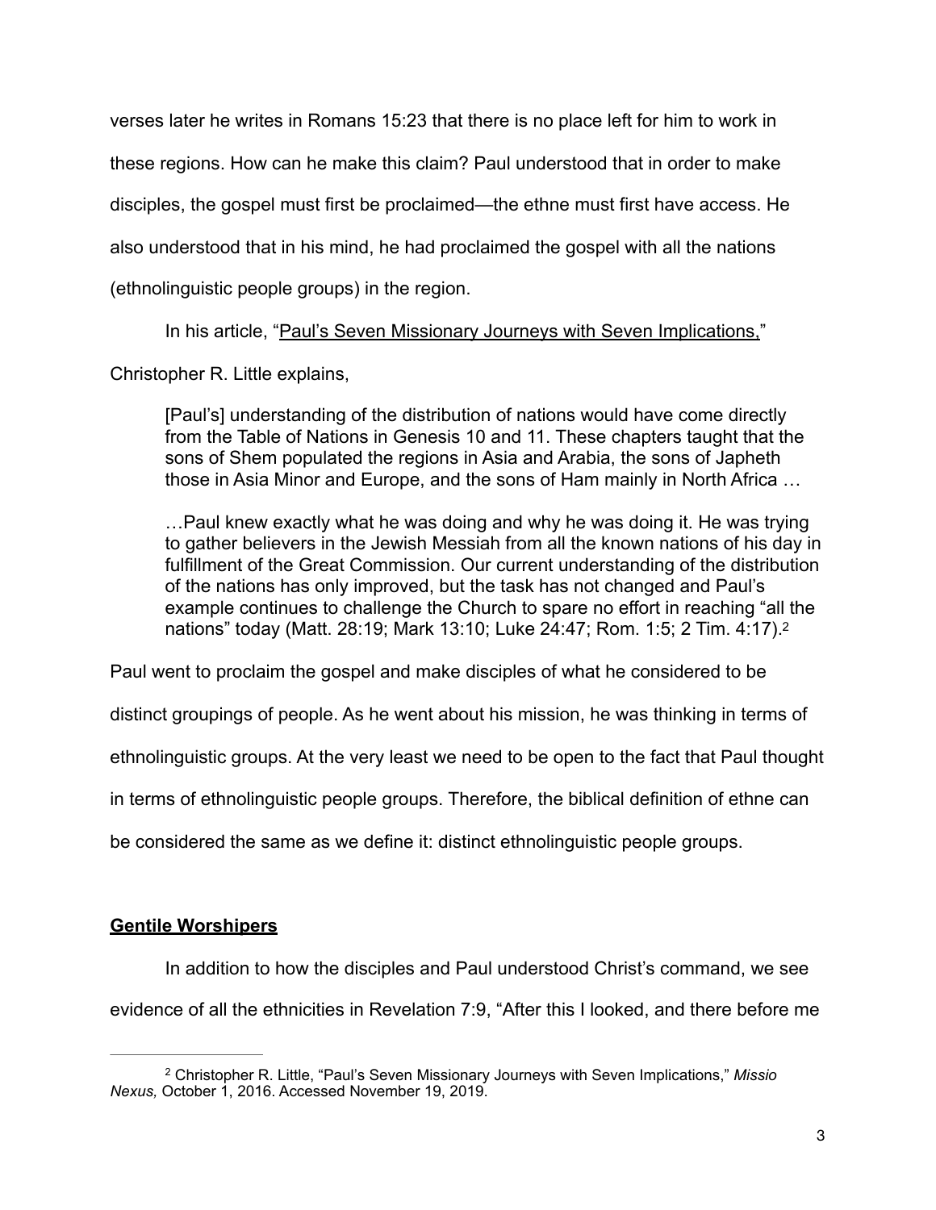verses later he writes in Romans 15:23 that there is no place left for him to work in these regions. How can he make this claim? Paul understood that in order to make disciples, the gospel must first be proclaimed—the ethne must first have access. He also understood that in his mind, he had proclaimed the gospel with all the nations (ethnolinguistic people groups) in the region.

In his article, "Paul's Seven Missionary Journeys with Seven Implications," Christopher R. Little explains,

> [Paul's] understanding of the distribution of nations would have come directly from the Table of Nations in Genesis 10 and 11. These chapters taught that the sons of Shem populated the regions in Asia and Arabia, the sons of Japheth those in Asia Minor and Europe, and the sons of Ham mainly in North Africa …
>
> …Paul knew exactly what he was doing and why he was doing it. He was trying to gather believers in the Jewish Messiah from all the known nations of his day in fulfillment of the Great Commission. Our current understanding of the distribution of the nations has only improved, but the task has not changed and Paul's example continues to challenge the Church to spare no effort in reaching "all the nations" today (Matt. 28:19; Mark 13:10; Luke 24:47; Rom. 1:5; 2 Tim. 4:17).[2]

Paul went to proclaim the gospel and make disciples of what he considered to be distinct groupings of people. As he went about his mission, he was thinking in terms of ethnolinguistic groups. At the very least we need to be open to the fact that Paul thought in terms of ethnolinguistic people groups. Therefore, the biblical definition of ethne can be considered the same as we define it: distinct ethnolinguistic people groups.

## Gentile Worshipers

In addition to how the disciples and Paul understood Christ's command, we see evidence of all the ethnicities in Revelation 7:9, "After this I looked, and there before me

---

[2] Christopher R. Little, "Paul's Seven Missionary Journeys with Seven Implications," *Missio Nexus,* October 1, 2016. Accessed November 19, 2019.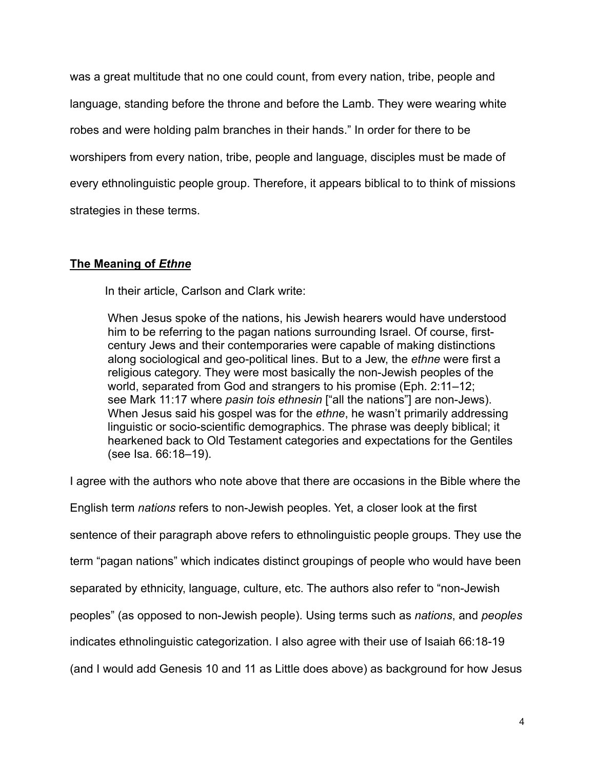was a great multitude that no one could count, from every nation, tribe, people and language, standing before the throne and before the Lamb. They were wearing white robes and were holding palm branches in their hands." In order for there to be worshipers from every nation, tribe, people and language, disciples must be made of every ethnolinguistic people group. Therefore, it appears biblical to to think of missions strategies in these terms.

## **The Meaning of *Ethne***

In their article, Carlson and Clark write:

> When Jesus spoke of the nations, his Jewish hearers would have understood him to be referring to the pagan nations surrounding Israel. Of course, first-century Jews and their contemporaries were capable of making distinctions along sociological and geo-political lines. But to a Jew, the *ethne* were first a religious category. They were most basically the non-Jewish peoples of the world, separated from God and strangers to his promise (Eph. 2:11–12; see Mark 11:17 where *pasin tois ethnesin* ["all the nations"] are non-Jews). When Jesus said his gospel was for the *ethne*, he wasn't primarily addressing linguistic or socio-scientific demographics. The phrase was deeply biblical; it hearkened back to Old Testament categories and expectations for the Gentiles (see Isa. 66:18–19).

I agree with the authors who note above that there are occasions in the Bible where the English term *nations* refers to non-Jewish peoples. Yet, a closer look at the first sentence of their paragraph above refers to ethnolinguistic people groups. They use the term "pagan nations" which indicates distinct groupings of people who would have been separated by ethnicity, language, culture, etc. The authors also refer to "non-Jewish peoples" (as opposed to non-Jewish people). Using terms such as *nations*, and *peoples* indicates ethnolinguistic categorization. I also agree with their use of Isaiah 66:18-19 (and I would add Genesis 10 and 11 as Little does above) as background for how Jesus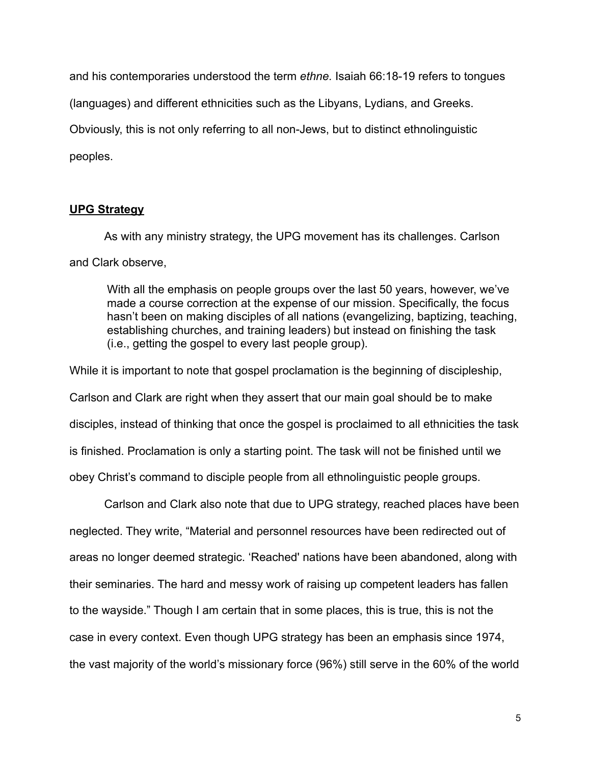and his contemporaries understood the term *ethne.* Isaiah 66:18-19 refers to tongues (languages) and different ethnicities such as the Libyans, Lydians, and Greeks. Obviously, this is not only referring to all non-Jews, but to distinct ethnolinguistic peoples.

## **UPG Strategy**

As with any ministry strategy, the UPG movement has its challenges. Carlson and Clark observe,

> With all the emphasis on people groups over the last 50 years, however, we've made a course correction at the expense of our mission. Specifically, the focus hasn't been on making disciples of all nations (evangelizing, baptizing, teaching, establishing churches, and training leaders) but instead on finishing the task (i.e., getting the gospel to every last people group).

While it is important to note that gospel proclamation is the beginning of discipleship, Carlson and Clark are right when they assert that our main goal should be to make disciples, instead of thinking that once the gospel is proclaimed to all ethnicities the task is finished. Proclamation is only a starting point. The task will not be finished until we obey Christ's command to disciple people from all ethnolinguistic people groups.

Carlson and Clark also note that due to UPG strategy, reached places have been neglected. They write, "Material and personnel resources have been redirected out of areas no longer deemed strategic. 'Reached' nations have been abandoned, along with their seminaries. The hard and messy work of raising up competent leaders has fallen to the wayside." Though I am certain that in some places, this is true, this is not the case in every context. Even though UPG strategy has been an emphasis since 1974, the vast majority of the world's missionary force (96%) still serve in the 60% of the world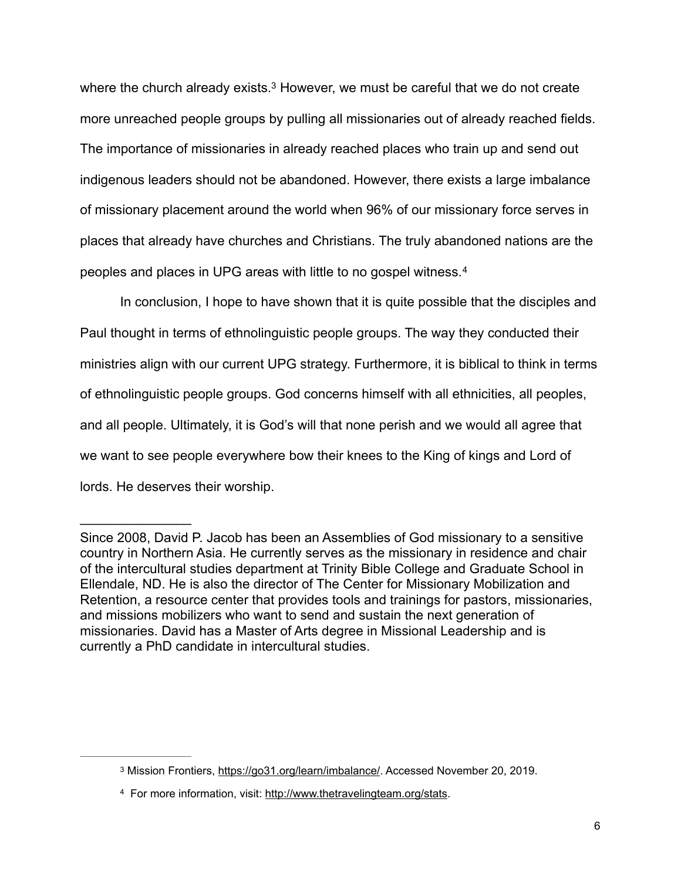where the church already exists.[3] However, we must be careful that we do not create more unreached people groups by pulling all missionaries out of already reached fields. The importance of missionaries in already reached places who train up and send out indigenous leaders should not be abandoned. However, there exists a large imbalance of missionary placement around the world when 96% of our missionary force serves in places that already have churches and Christians. The truly abandoned nations are the peoples and places in UPG areas with little to no gospel witness.[4]

In conclusion, I hope to have shown that it is quite possible that the disciples and Paul thought in terms of ethnolinguistic people groups. The way they conducted their ministries align with our current UPG strategy. Furthermore, it is biblical to think in terms of ethnolinguistic people groups. God concerns himself with all ethnicities, all peoples, and all people. Ultimately, it is God's will that none perish and we would all agree that we want to see people everywhere bow their knees to the King of kings and Lord of lords. He deserves their worship.

_______________

Since 2008, David P. Jacob has been an Assemblies of God missionary to a sensitive country in Northern Asia. He currently serves as the missionary in residence and chair of the intercultural studies department at Trinity Bible College and Graduate School in Ellendale, ND. He is also the director of The Center for Missionary Mobilization and Retention, a resource center that provides tools and trainings for pastors, missionaries, and missions mobilizers who want to send and sustain the next generation of missionaries. David has a Master of Arts degree in Missional Leadership and is currently a PhD candidate in intercultural studies.

---

[3] Mission Frontiers, https://go31.org/learn/imbalance/. Accessed November 20, 2019.

[4] For more information, visit: http://www.thetravelingteam.org/stats.